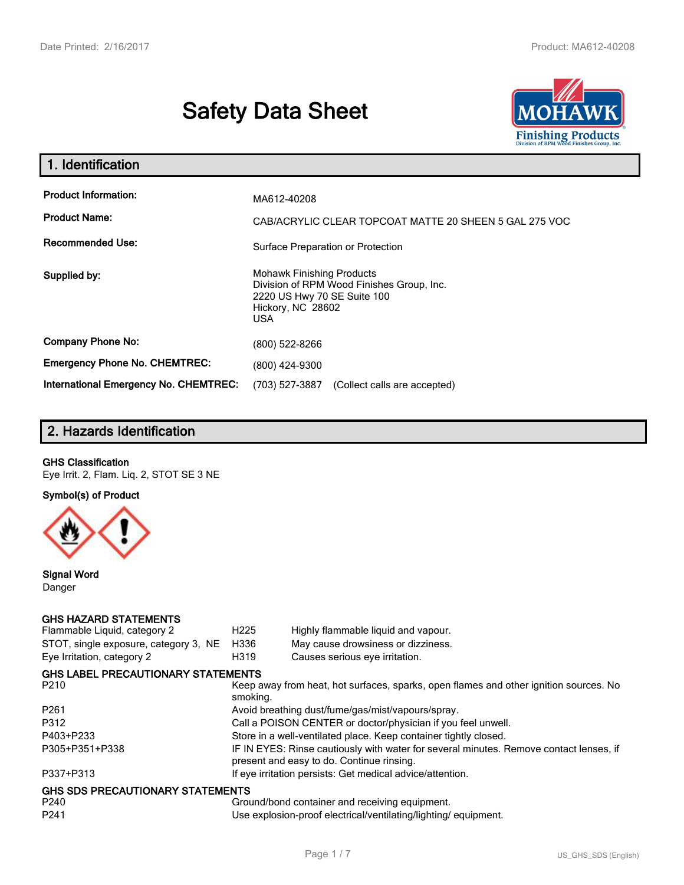# Safety Data Sheet

## 1. Identification

| | |
|---|---|
| **Product Information:** | MA612-40208 |
| **Product Name:** | CAB/ACRYLIC CLEAR TOPCOAT MATTE 20 SHEEN 5 GAL 275 VOC |
| **Recommended Use:** | Surface Preparation or Protection |
| **Supplied by:** | Mohawk Finishing Products<br>Division of RPM Wood Finishes Group, Inc.<br>2220 US Hwy 70 SE Suite 100<br>Hickory, NC 28602<br>USA |
| **Company Phone No:** | (800) 522-8266 |
| **Emergency Phone No. CHEMTREC:** | (800) 424-9300 |
| **International Emergency No. CHEMTREC:** | (703) 527-3887 (Collect calls are accepted) |

## 2. Hazards Identification

**GHS Classification**

Eye Irrit. 2, Flam. Liq. 2, STOT SE 3 NE

**Symbol(s) of Product**

**Signal Word**

Danger

**GHS HAZARD STATEMENTS**

| | | |
|---|---|---|
| Flammable Liquid, category 2 | H225 | Highly flammable liquid and vapour. |
| STOT, single exposure, category 3, NE | H336 | May cause drowsiness or dizziness. |
| Eye Irritation, category 2 | H319 | Causes serious eye irritation. |

**GHS LABEL PRECAUTIONARY STATEMENTS**

| | |
|---|---|
| P210 | Keep away from heat, hot surfaces, sparks, open flames and other ignition sources. No smoking. |
| P261 | Avoid breathing dust/fume/gas/mist/vapours/spray. |
| P312 | Call a POISON CENTER or doctor/physician if you feel unwell. |
| P403+P233 | Store in a well-ventilated place. Keep container tightly closed. |
| P305+P351+P338 | IF IN EYES: Rinse cautiously with water for several minutes. Remove contact lenses, if present and easy to do. Continue rinsing. |
| P337+P313 | If eye irritation persists: Get medical advice/attention. |

**GHS SDS PRECAUTIONARY STATEMENTS**

| | |
|---|---|
| P240 | Ground/bond container and receiving equipment. |
| P241 | Use explosion-proof electrical/ventilating/lighting/ equipment. |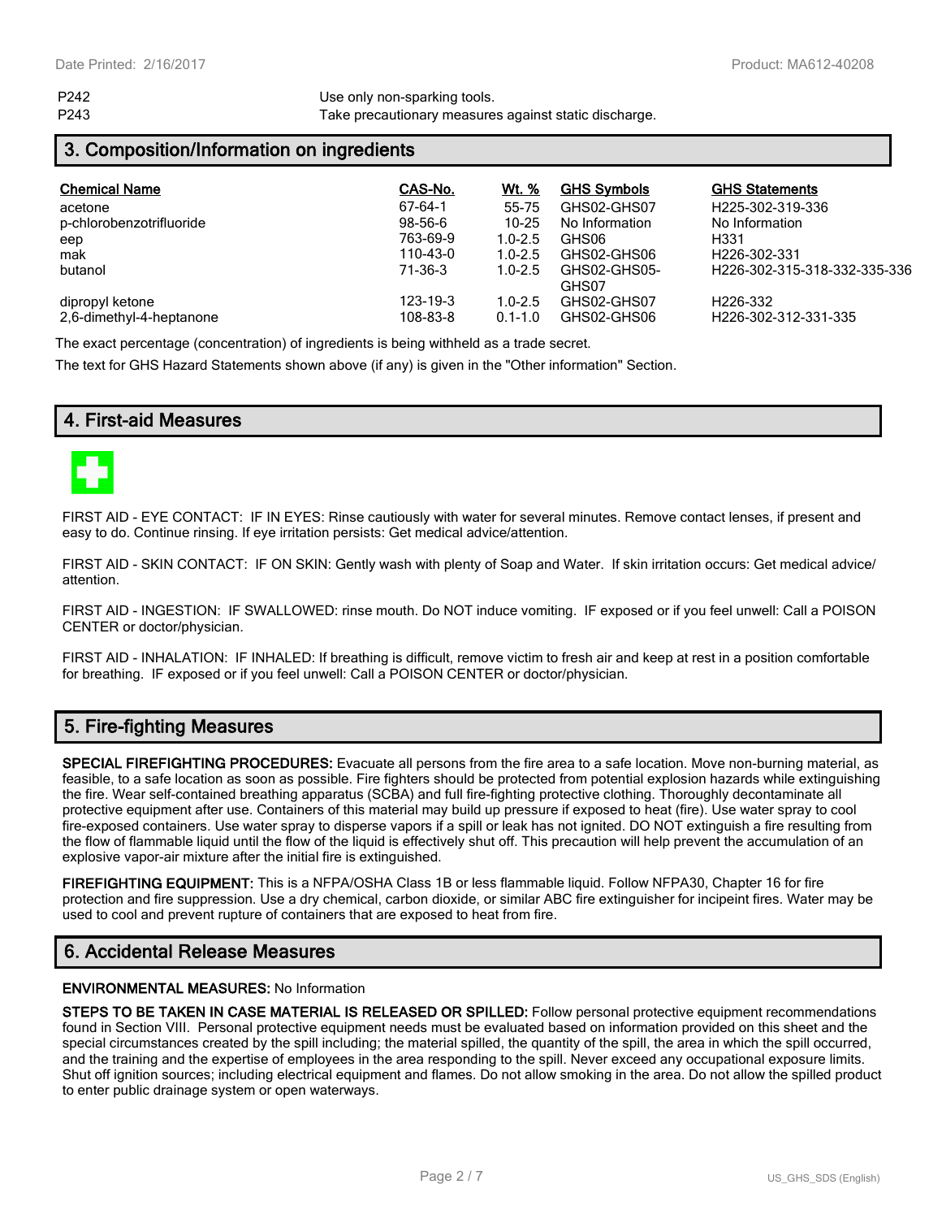| P242 | Use only non-sparking tools. |
|---|---|
| P243 | Take precautionary measures against static discharge. |

## 3. Composition/Information on ingredients

| Chemical Name | CAS-No. | Wt. % | GHS Symbols | GHS Statements |
|---|---|---|---|---|
| acetone | 67-64-1 | 55-75 | GHS02-GHS07 | H225-302-319-336 |
| p-chlorobenzotrifluoride | 98-56-6 | 10-25 | No Information | No Information |
| eep | 763-69-9 | 1.0-2.5 | GHS06 | H331 |
| mak | 110-43-0 | 1.0-2.5 | GHS02-GHS06 | H226-302-331 |
| butanol | 71-36-3 | 1.0-2.5 | GHS02-GHS05-GHS07 | H226-302-315-318-332-335-336 |
| dipropyl ketone | 123-19-3 | 1.0-2.5 | GHS02-GHS07 | H226-332 |
| 2,6-dimethyl-4-heptanone | 108-83-8 | 0.1-1.0 | GHS02-GHS06 | H226-302-312-331-335 |

The exact percentage (concentration) of ingredients is being withheld as a trade secret.

The text for GHS Hazard Statements shown above (if any) is given in the "Other information" Section.

## 4. First-aid Measures

FIRST AID - EYE CONTACT: IF IN EYES: Rinse cautiously with water for several minutes. Remove contact lenses, if present and easy to do. Continue rinsing. If eye irritation persists: Get medical advice/attention.

FIRST AID - SKIN CONTACT: IF ON SKIN: Gently wash with plenty of Soap and Water. If skin irritation occurs: Get medical advice/ attention.

FIRST AID - INGESTION: IF SWALLOWED: rinse mouth. Do NOT induce vomiting. IF exposed or if you feel unwell: Call a POISON CENTER or doctor/physician.

FIRST AID - INHALATION: IF INHALED: If breathing is difficult, remove victim to fresh air and keep at rest in a position comfortable for breathing. IF exposed or if you feel unwell: Call a POISON CENTER or doctor/physician.

## 5. Fire-fighting Measures

**SPECIAL FIREFIGHTING PROCEDURES:** Evacuate all persons from the fire area to a safe location. Move non-burning material, as feasible, to a safe location as soon as possible. Fire fighters should be protected from potential explosion hazards while extinguishing the fire. Wear self-contained breathing apparatus (SCBA) and full fire-fighting protective clothing. Thoroughly decontaminate all protective equipment after use. Containers of this material may build up pressure if exposed to heat (fire). Use water spray to cool fire-exposed containers. Use water spray to disperse vapors if a spill or leak has not ignited. DO NOT extinguish a fire resulting from the flow of flammable liquid until the flow of the liquid is effectively shut off. This precaution will help prevent the accumulation of an explosive vapor-air mixture after the initial fire is extinguished.

**FIREFIGHTING EQUIPMENT:** This is a NFPA/OSHA Class 1B or less flammable liquid. Follow NFPA30, Chapter 16 for fire protection and fire suppression. Use a dry chemical, carbon dioxide, or similar ABC fire extinguisher for incipeint fires. Water may be used to cool and prevent rupture of containers that are exposed to heat from fire.

## 6. Accidental Release Measures

**ENVIRONMENTAL MEASURES:** No Information

**STEPS TO BE TAKEN IN CASE MATERIAL IS RELEASED OR SPILLED:** Follow personal protective equipment recommendations found in Section VIII. Personal protective equipment needs must be evaluated based on information provided on this sheet and the special circumstances created by the spill including; the material spilled, the quantity of the spill, the area in which the spill occurred, and the training and the expertise of employees in the area responding to the spill. Never exceed any occupational exposure limits. Shut off ignition sources; including electrical equipment and flames. Do not allow smoking in the area. Do not allow the spilled product to enter public drainage system or open waterways.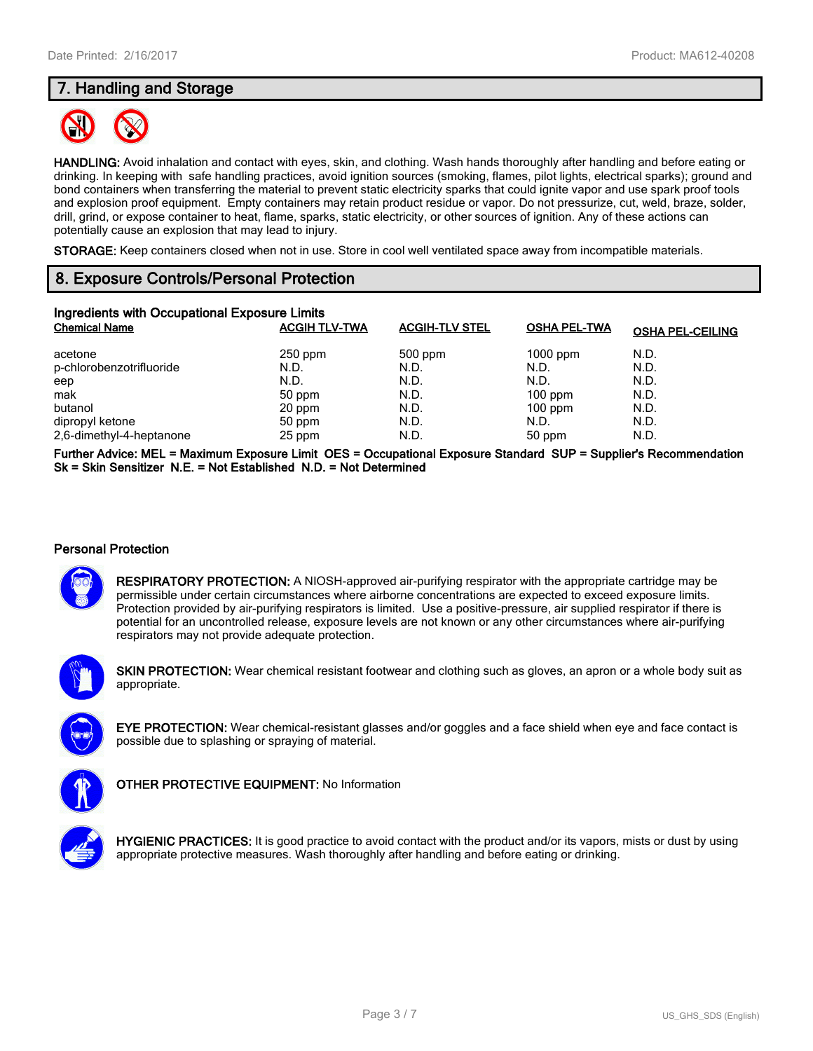## 7. Handling and Storage

**HANDLING:** Avoid inhalation and contact with eyes, skin, and clothing. Wash hands thoroughly after handling and before eating or drinking. In keeping with safe handling practices, avoid ignition sources (smoking, flames, pilot lights, electrical sparks); ground and bond containers when transferring the material to prevent static electricity sparks that could ignite vapor and use spark proof tools and explosion proof equipment. Empty containers may retain product residue or vapor. Do not pressurize, cut, weld, braze, solder, drill, grind, or expose container to heat, flame, sparks, static electricity, or other sources of ignition. Any of these actions can potentially cause an explosion that may lead to injury.

**STORAGE:** Keep containers closed when not in use. Store in cool well ventilated space away from incompatible materials.

## 8. Exposure Controls/Personal Protection

### Ingredients with Occupational Exposure Limits

| Chemical Name | ACGIH TLV-TWA | ACGIH-TLV STEL | OSHA PEL-TWA | OSHA PEL-CEILING |
|---|---|---|---|---|
| acetone | 250 ppm | 500 ppm | 1000 ppm | N.D. |
| p-chlorobenzotrifluoride | N.D. | N.D. | N.D. | N.D. |
| eep | N.D. | N.D. | N.D. | N.D. |
| mak | 50 ppm | N.D. | 100 ppm | N.D. |
| butanol | 20 ppm | N.D. | 100 ppm | N.D. |
| dipropyl ketone | 50 ppm | N.D. | N.D. | N.D. |
| 2,6-dimethyl-4-heptanone | 25 ppm | N.D. | 50 ppm | N.D. |

**Further Advice: MEL = Maximum Exposure Limit OES = Occupational Exposure Standard SUP = Supplier's Recommendation Sk = Skin Sensitizer N.E. = Not Established N.D. = Not Determined**

### Personal Protection

**RESPIRATORY PROTECTION:** A NIOSH-approved air-purifying respirator with the appropriate cartridge may be permissible under certain circumstances where airborne concentrations are expected to exceed exposure limits. Protection provided by air-purifying respirators is limited. Use a positive-pressure, air supplied respirator if there is potential for an uncontrolled release, exposure levels are not known or any other circumstances where air-purifying respirators may not provide adequate protection.

**SKIN PROTECTION:** Wear chemical resistant footwear and clothing such as gloves, an apron or a whole body suit as appropriate.

**EYE PROTECTION:** Wear chemical-resistant glasses and/or goggles and a face shield when eye and face contact is possible due to splashing or spraying of material.

**OTHER PROTECTIVE EQUIPMENT:** No Information

**HYGIENIC PRACTICES:** It is good practice to avoid contact with the product and/or its vapors, mists or dust by using appropriate protective measures. Wash thoroughly after handling and before eating or drinking.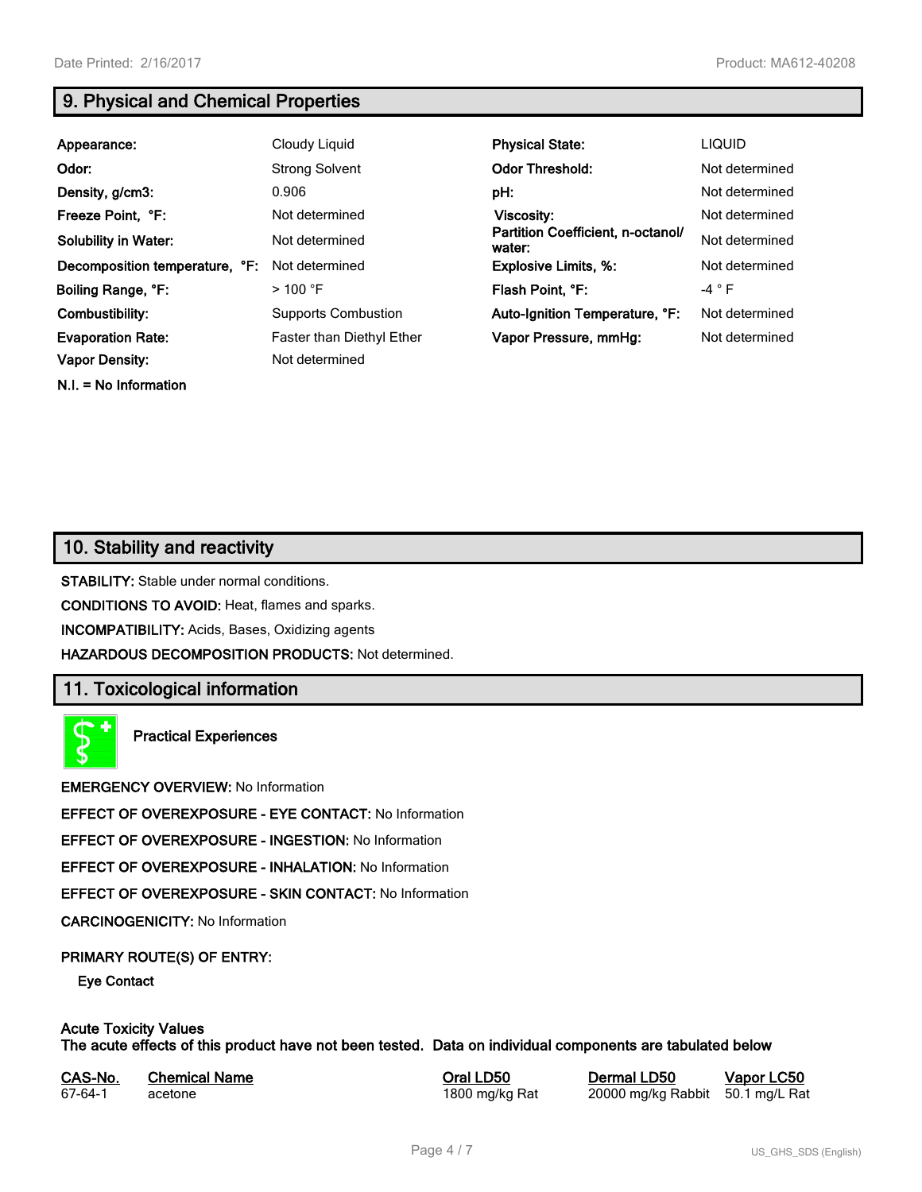## 9. Physical and Chemical Properties

| | | | |
|---|---|---|---|
| **Appearance:** | Cloudy Liquid | **Physical State:** | LIQUID |
| **Odor:** | Strong Solvent | **Odor Threshold:** | Not determined |
| **Density, g/cm3:** | 0.906 | **pH:** | Not determined |
| **Freeze Point, °F:** | Not determined | **Viscosity:** | Not determined |
| **Solubility in Water:** | Not determined | **Partition Coefficient, n-octanol/ water:** | Not determined |
| **Decomposition temperature, °F:** | Not determined | **Explosive Limits, %:** | Not determined |
| **Boiling Range, °F:** | > 100 °F | **Flash Point, °F:** | -4 ° F |
| **Combustibility:** | Supports Combustion | **Auto-Ignition Temperature, °F:** | Not determined |
| **Evaporation Rate:** | Faster than Diethyl Ether | **Vapor Pressure, mmHg:** | Not determined |
| **Vapor Density:** | Not determined | | |

**N.I. = No Information**

## 10. Stability and reactivity

**STABILITY:** Stable under normal conditions.

**CONDITIONS TO AVOID:** Heat, flames and sparks.

**INCOMPATIBILITY:** Acids, Bases, Oxidizing agents

**HAZARDOUS DECOMPOSITION PRODUCTS:** Not determined.

## 11. Toxicological information

**Practical Experiences**

**EMERGENCY OVERVIEW:** No Information

**EFFECT OF OVEREXPOSURE - EYE CONTACT:** No Information

**EFFECT OF OVEREXPOSURE - INGESTION:** No Information

**EFFECT OF OVEREXPOSURE - INHALATION:** No Information

**EFFECT OF OVEREXPOSURE - SKIN CONTACT:** No Information

**CARCINOGENICITY:** No Information

**PRIMARY ROUTE(S) OF ENTRY:**

**Eye Contact**

**Acute Toxicity Values**
**The acute effects of this product have not been tested. Data on individual components are tabulated below**

| CAS-No. | Chemical Name | Oral LD50 | Dermal LD50 | Vapor LC50 |
|---|---|---|---|---|
| 67-64-1 | acetone | 1800 mg/kg Rat | 20000 mg/kg Rabbit | 50.1 mg/L Rat |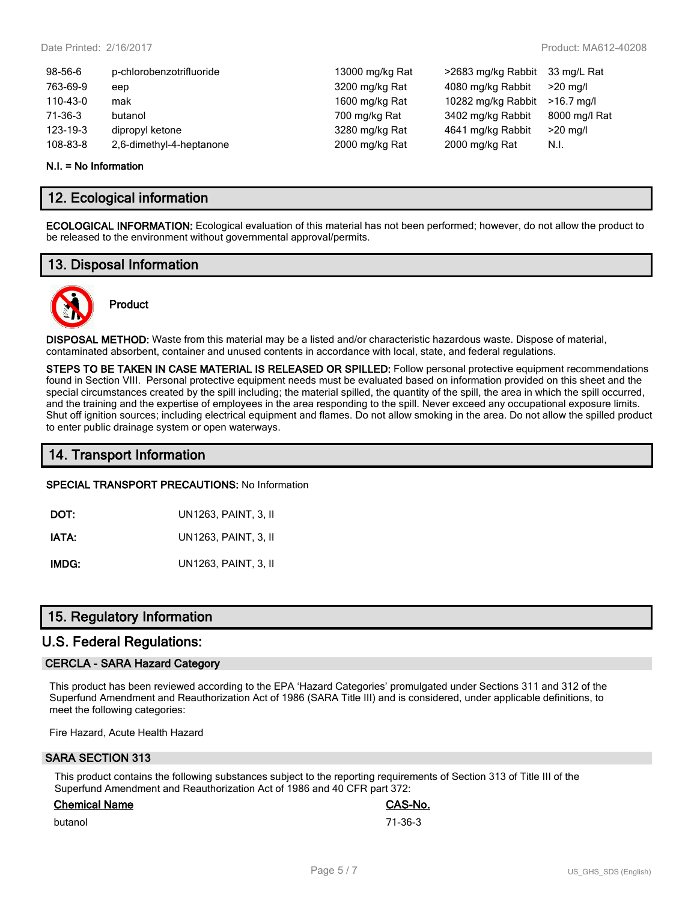| | | | | |
|---|---|---|---|---|
| 98-56-6 | p-chlorobenzotrifluoride | 13000 mg/kg Rat | >2683 mg/kg Rabbit | 33 mg/L Rat |
| 763-69-9 | eep | 3200 mg/kg Rat | 4080 mg/kg Rabbit | >20 mg/l |
| 110-43-0 | mak | 1600 mg/kg Rat | 10282 mg/kg Rabbit | >16.7 mg/l |
| 71-36-3 | butanol | 700 mg/kg Rat | 3402 mg/kg Rabbit | 8000 mg/l Rat |
| 123-19-3 | dipropyl ketone | 3280 mg/kg Rat | 4641 mg/kg Rabbit | >20 mg/l |
| 108-83-8 | 2,6-dimethyl-4-heptanone | 2000 mg/kg Rat | 2000 mg/kg Rat | N.I. |

**N.I. = No Information**

## 12. Ecological information

**ECOLOGICAL INFORMATION:** Ecological evaluation of this material has not been performed; however, do not allow the product to be released to the environment without governmental approval/permits.

## 13. Disposal Information

**Product**

**DISPOSAL METHOD:** Waste from this material may be a listed and/or characteristic hazardous waste. Dispose of material, contaminated absorbent, container and unused contents in accordance with local, state, and federal regulations.

**STEPS TO BE TAKEN IN CASE MATERIAL IS RELEASED OR SPILLED:** Follow personal protective equipment recommendations found in Section VIII. Personal protective equipment needs must be evaluated based on information provided on this sheet and the special circumstances created by the spill including; the material spilled, the quantity of the spill, the area in which the spill occurred, and the training and the expertise of employees in the area responding to the spill. Never exceed any occupational exposure limits. Shut off ignition sources; including electrical equipment and flames. Do not allow smoking in the area. Do not allow the spilled product to enter public drainage system or open waterways.

## 14. Transport Information

**SPECIAL TRANSPORT PRECAUTIONS:** No Information

**DOT:** UN1263, PAINT, 3, II

**IATA:** UN1263, PAINT, 3, II

**IMDG:** UN1263, PAINT, 3, II

## 15. Regulatory Information

## U.S. Federal Regulations:

### CERCLA - SARA Hazard Category

This product has been reviewed according to the EPA 'Hazard Categories' promulgated under Sections 311 and 312 of the Superfund Amendment and Reauthorization Act of 1986 (SARA Title III) and is considered, under applicable definitions, to meet the following categories:

Fire Hazard, Acute Health Hazard

### SARA SECTION 313

This product contains the following substances subject to the reporting requirements of Section 313 of Title III of the Superfund Amendment and Reauthorization Act of 1986 and 40 CFR part 372:

| Chemical Name | CAS-No. |
|---|---|
| butanol | 71-36-3 |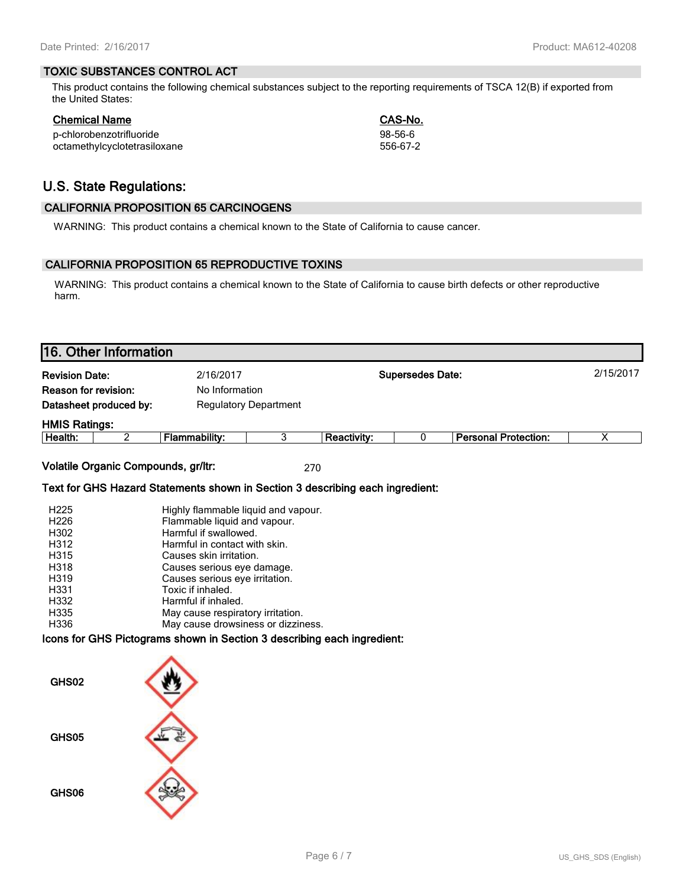## TOXIC SUBSTANCES CONTROL ACT

This product contains the following chemical substances subject to the reporting requirements of TSCA 12(B) if exported from the United States:

| Chemical Name | CAS-No. |
|---|---|
| p-chlorobenzotrifluoride | 98-56-6 |
| octamethylcyclotetrasiloxane | 556-67-2 |

# U.S. State Regulations:

## CALIFORNIA PROPOSITION 65 CARCINOGENS

WARNING: This product contains a chemical known to the State of California to cause cancer.

## CALIFORNIA PROPOSITION 65 REPRODUCTIVE TOXINS

WARNING: This product contains a chemical known to the State of California to cause birth defects or other reproductive harm.

# 16. Other Information

**Revision Date:** 2/16/2017

**Supersedes Date:** 2/15/2017

**Reason for revision:** No Information

**Datasheet produced by:** Regulatory Department

**HMIS Ratings:**

| Health: | 2 | Flammability: | 3 | Reactivity: | 0 | Personal Protection: | X |
|---|---|---|---|---|---|---|---|

**Volatile Organic Compounds, gr/ltr:** 270

**Text for GHS Hazard Statements shown in Section 3 describing each ingredient:**

| | |
|---|---|
| H225 | Highly flammable liquid and vapour. |
| H226 | Flammable liquid and vapour. |
| H302 | Harmful if swallowed. |
| H312 | Harmful in contact with skin. |
| H315 | Causes skin irritation. |
| H318 | Causes serious eye damage. |
| H319 | Causes serious eye irritation. |
| H331 | Toxic if inhaled. |
| H332 | Harmful if inhaled. |
| H335 | May cause respiratory irritation. |
| H336 | May cause drowsiness or dizziness. |

**Icons for GHS Pictograms shown in Section 3 describing each ingredient:**

GHS02

GHS05

GHS06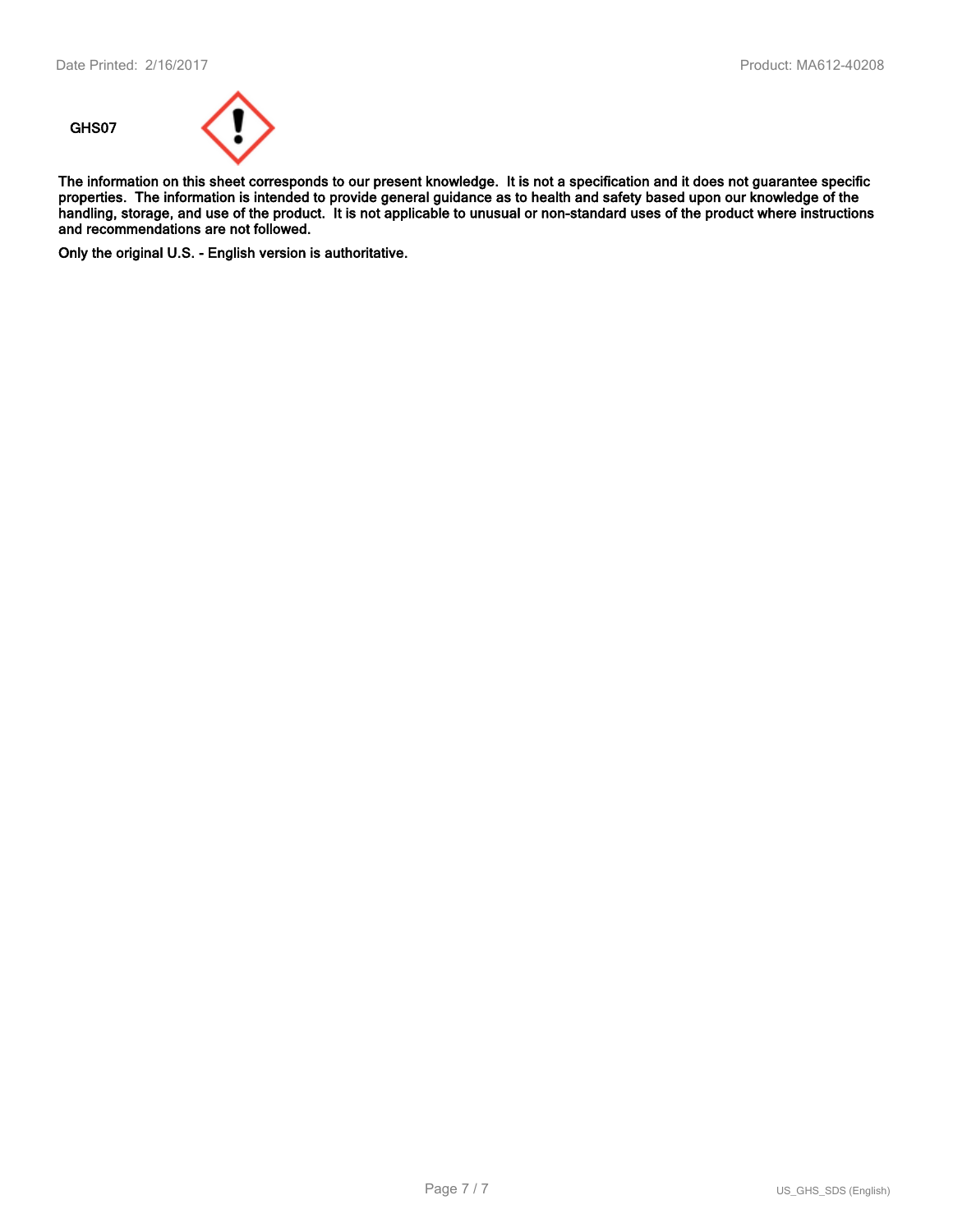GHS07

**The information on this sheet corresponds to our present knowledge. It is not a specification and it does not guarantee specific properties. The information is intended to provide general guidance as to health and safety based upon our knowledge of the handling, storage, and use of the product. It is not applicable to unusual or non-standard uses of the product where instructions and recommendations are not followed.**

**Only the original U.S. - English version is authoritative.**